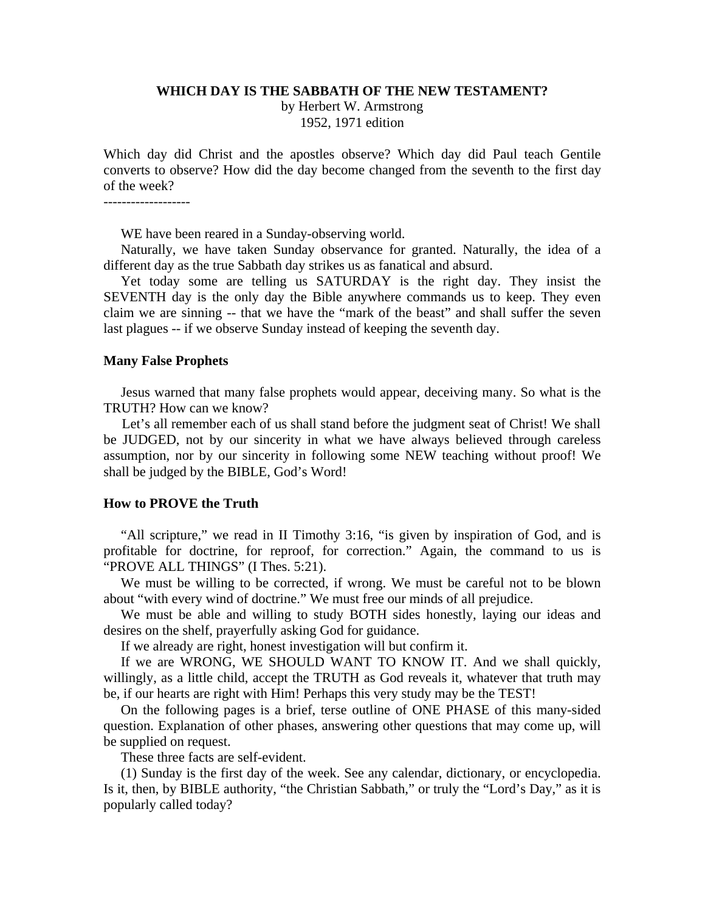**WHICH DAY IS THE SABBATH OF THE NEW TESTAMENT?**

by Herbert W. Armstrong
1952, 1971 edition

Which day did Christ and the apostles observe? Which day did Paul teach Gentile converts to observe? How did the day become changed from the seventh to the first day of the week?

-------------------

WE have been reared in a Sunday-observing world.

Naturally, we have taken Sunday observance for granted. Naturally, the idea of a different day as the true Sabbath day strikes us as fanatical and absurd.

Yet today some are telling us SATURDAY is the right day. They insist the SEVENTH day is the only day the Bible anywhere commands us to keep. They even claim we are sinning -- that we have the "mark of the beast" and shall suffer the seven last plagues -- if we observe Sunday instead of keeping the seventh day.

### Many False Prophets

Jesus warned that many false prophets would appear, deceiving many. So what is the TRUTH? How can we know?

Let's all remember each of us shall stand before the judgment seat of Christ! We shall be JUDGED, not by our sincerity in what we have always believed through careless assumption, nor by our sincerity in following some NEW teaching without proof! We shall be judged by the BIBLE, God's Word!

### How to PROVE the Truth

"All scripture," we read in II Timothy 3:16, "is given by inspiration of God, and is profitable for doctrine, for reproof, for correction." Again, the command to us is "PROVE ALL THINGS" (I Thes. 5:21).

We must be willing to be corrected, if wrong. We must be careful not to be blown about "with every wind of doctrine." We must free our minds of all prejudice.

We must be able and willing to study BOTH sides honestly, laying our ideas and desires on the shelf, prayerfully asking God for guidance.

If we already are right, honest investigation will but confirm it.

If we are WRONG, WE SHOULD WANT TO KNOW IT. And we shall quickly, willingly, as a little child, accept the TRUTH as God reveals it, whatever that truth may be, if our hearts are right with Him! Perhaps this very study may be the TEST!

On the following pages is a brief, terse outline of ONE PHASE of this many-sided question. Explanation of other phases, answering other questions that may come up, will be supplied on request.

These three facts are self-evident.

(1) Sunday is the first day of the week. See any calendar, dictionary, or encyclopedia. Is it, then, by BIBLE authority, "the Christian Sabbath," or truly the "Lord's Day," as it is popularly called today?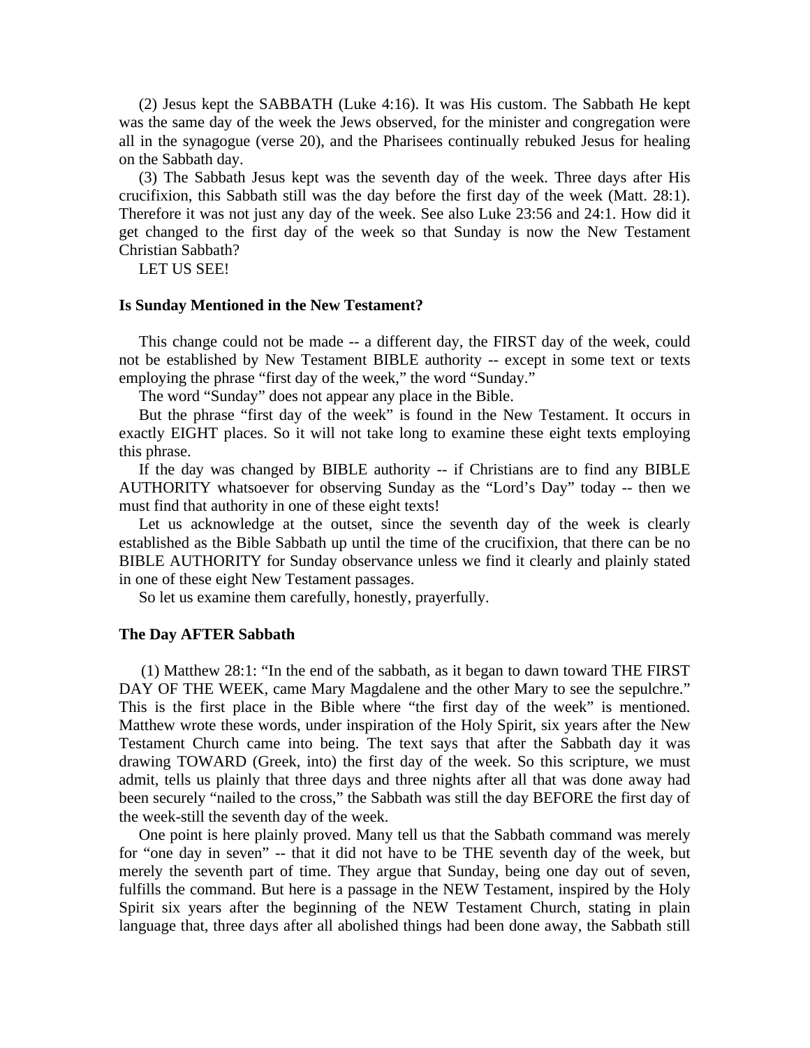(2) Jesus kept the SABBATH (Luke 4:16). It was His custom. The Sabbath He kept was the same day of the week the Jews observed, for the minister and congregation were all in the synagogue (verse 20), and the Pharisees continually rebuked Jesus for healing on the Sabbath day.

(3) The Sabbath Jesus kept was the seventh day of the week. Three days after His crucifixion, this Sabbath still was the day before the first day of the week (Matt. 28:1). Therefore it was not just any day of the week. See also Luke 23:56 and 24:1. How did it get changed to the first day of the week so that Sunday is now the New Testament Christian Sabbath?

LET US SEE!

### Is Sunday Mentioned in the New Testament?

This change could not be made -- a different day, the FIRST day of the week, could not be established by New Testament BIBLE authority -- except in some text or texts employing the phrase “first day of the week,” the word “Sunday.”

The word “Sunday” does not appear any place in the Bible.

But the phrase “first day of the week” is found in the New Testament. It occurs in exactly EIGHT places. So it will not take long to examine these eight texts employing this phrase.

If the day was changed by BIBLE authority -- if Christians are to find any BIBLE AUTHORITY whatsoever for observing Sunday as the “Lord’s Day” today -- then we must find that authority in one of these eight texts!

Let us acknowledge at the outset, since the seventh day of the week is clearly established as the Bible Sabbath up until the time of the crucifixion, that there can be no BIBLE AUTHORITY for Sunday observance unless we find it clearly and plainly stated in one of these eight New Testament passages.

So let us examine them carefully, honestly, prayerfully.

### The Day AFTER Sabbath

(1) Matthew 28:1: “In the end of the sabbath, as it began to dawn toward THE FIRST DAY OF THE WEEK, came Mary Magdalene and the other Mary to see the sepulchre.” This is the first place in the Bible where “the first day of the week” is mentioned. Matthew wrote these words, under inspiration of the Holy Spirit, six years after the New Testament Church came into being. The text says that after the Sabbath day it was drawing TOWARD (Greek, into) the first day of the week. So this scripture, we must admit, tells us plainly that three days and three nights after all that was done away had been securely “nailed to the cross,” the Sabbath was still the day BEFORE the first day of the week-still the seventh day of the week.

One point is here plainly proved. Many tell us that the Sabbath command was merely for “one day in seven” -- that it did not have to be THE seventh day of the week, but merely the seventh part of time. They argue that Sunday, being one day out of seven, fulfills the command. But here is a passage in the NEW Testament, inspired by the Holy Spirit six years after the beginning of the NEW Testament Church, stating in plain language that, three days after all abolished things had been done away, the Sabbath still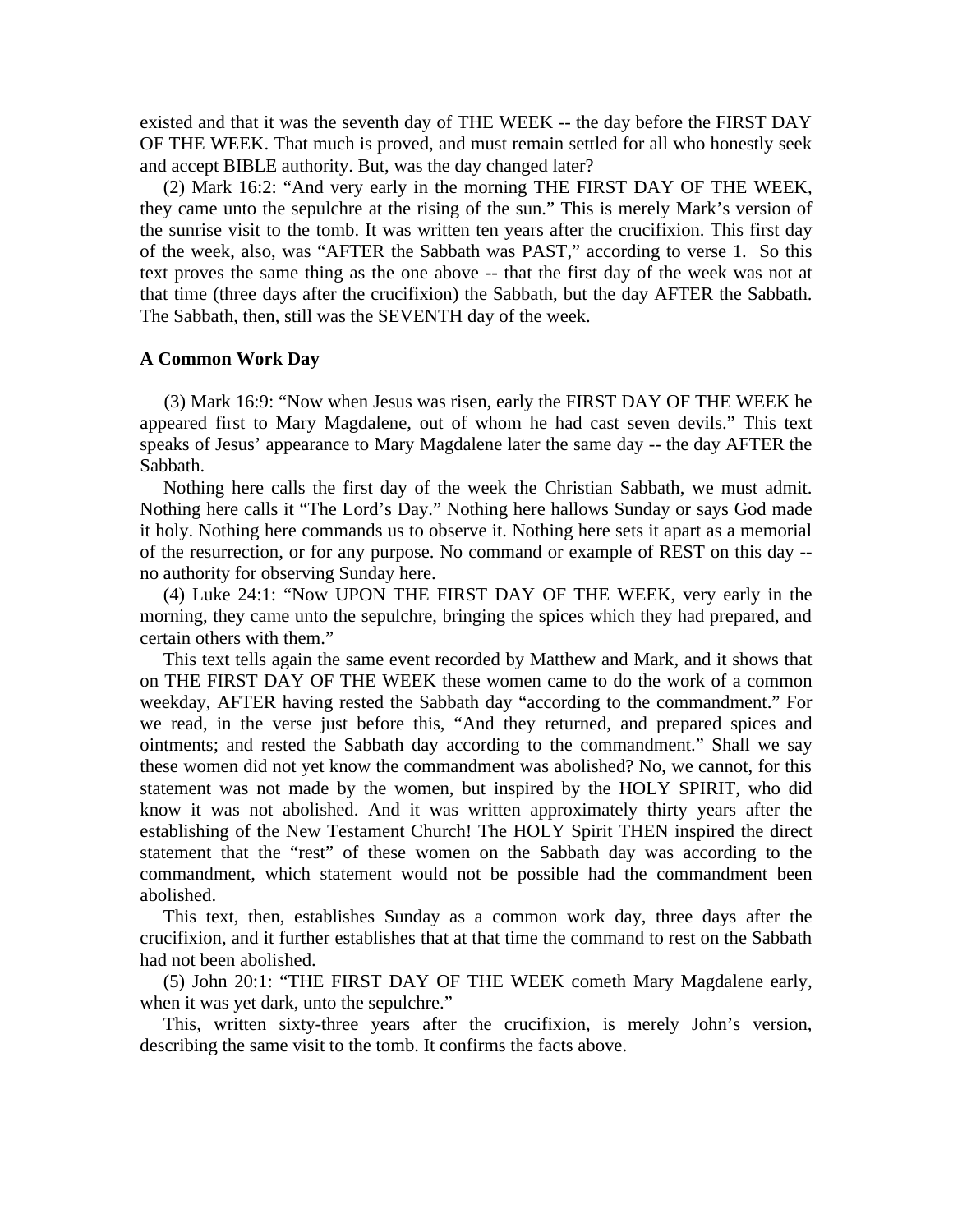existed and that it was the seventh day of THE WEEK -- the day before the FIRST DAY OF THE WEEK. That much is proved, and must remain settled for all who honestly seek and accept BIBLE authority. But, was the day changed later?

(2) Mark 16:2: “And very early in the morning THE FIRST DAY OF THE WEEK, they came unto the sepulchre at the rising of the sun.” This is merely Mark’s version of the sunrise visit to the tomb. It was written ten years after the crucifixion. This first day of the week, also, was “AFTER the Sabbath was PAST,” according to verse 1. So this text proves the same thing as the one above -- that the first day of the week was not at that time (three days after the crucifixion) the Sabbath, but the day AFTER the Sabbath. The Sabbath, then, still was the SEVENTH day of the week.

**A Common Work Day**

(3) Mark 16:9: “Now when Jesus was risen, early the FIRST DAY OF THE WEEK he appeared first to Mary Magdalene, out of whom he had cast seven devils.” This text speaks of Jesus’ appearance to Mary Magdalene later the same day -- the day AFTER the Sabbath.

Nothing here calls the first day of the week the Christian Sabbath, we must admit. Nothing here calls it “The Lord’s Day.” Nothing here hallows Sunday or says God made it holy. Nothing here commands us to observe it. Nothing here sets it apart as a memorial of the resurrection, or for any purpose. No command or example of REST on this day -- no authority for observing Sunday here.

(4) Luke 24:1: “Now UPON THE FIRST DAY OF THE WEEK, very early in the morning, they came unto the sepulchre, bringing the spices which they had prepared, and certain others with them.”

This text tells again the same event recorded by Matthew and Mark, and it shows that on THE FIRST DAY OF THE WEEK these women came to do the work of a common weekday, AFTER having rested the Sabbath day “according to the commandment.” For we read, in the verse just before this, “And they returned, and prepared spices and ointments; and rested the Sabbath day according to the commandment.” Shall we say these women did not yet know the commandment was abolished? No, we cannot, for this statement was not made by the women, but inspired by the HOLY SPIRIT, who did know it was not abolished. And it was written approximately thirty years after the establishing of the New Testament Church! The HOLY Spirit THEN inspired the direct statement that the “rest” of these women on the Sabbath day was according to the commandment, which statement would not be possible had the commandment been abolished.

This text, then, establishes Sunday as a common work day, three days after the crucifixion, and it further establishes that at that time the command to rest on the Sabbath had not been abolished.

(5) John 20:1: “THE FIRST DAY OF THE WEEK cometh Mary Magdalene early, when it was yet dark, unto the sepulchre.”

This, written sixty-three years after the crucifixion, is merely John’s version, describing the same visit to the tomb. It confirms the facts above.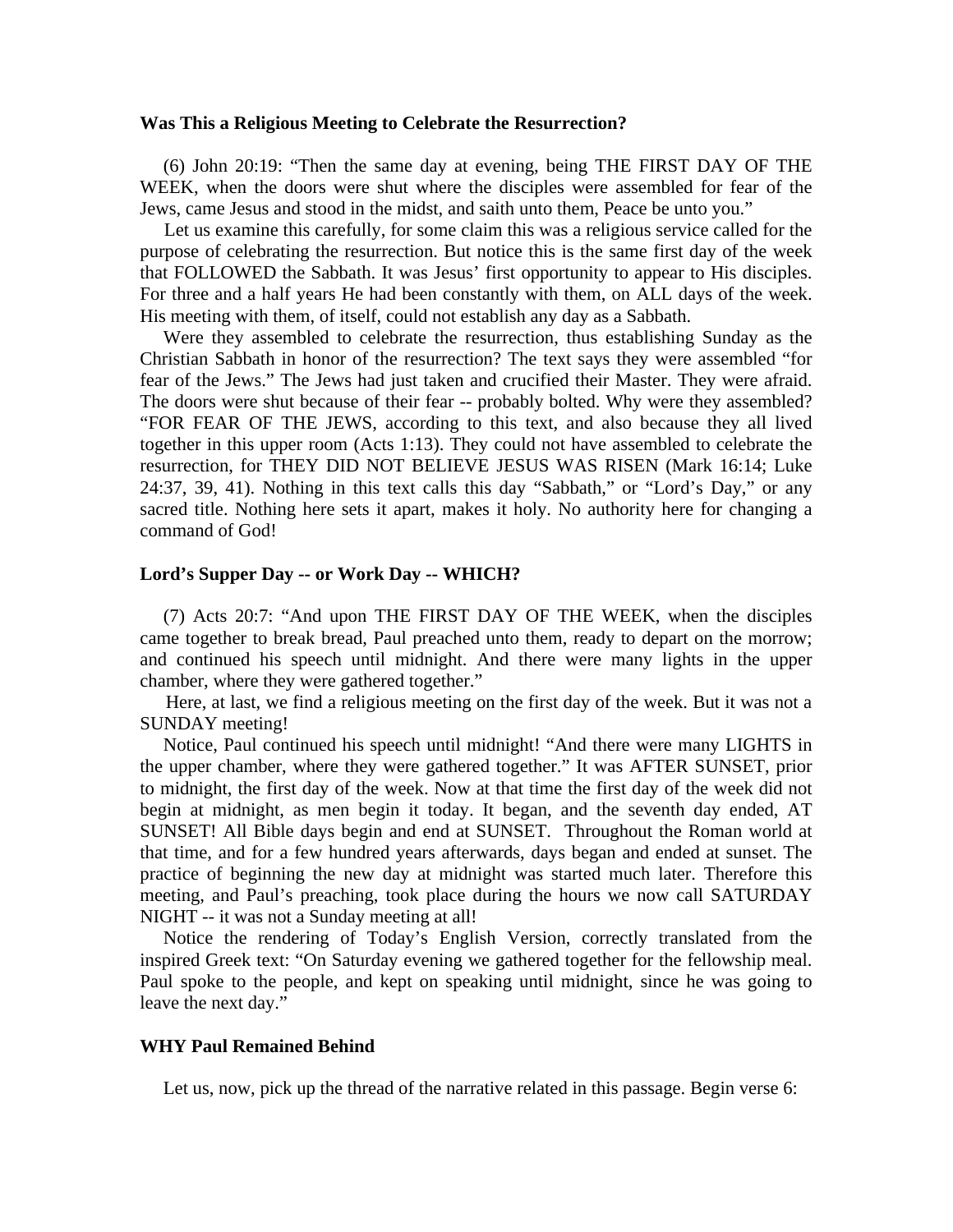**Was This a Religious Meeting to Celebrate the Resurrection?**

(6) John 20:19: “Then the same day at evening, being THE FIRST DAY OF THE WEEK, when the doors were shut where the disciples were assembled for fear of the Jews, came Jesus and stood in the midst, and saith unto them, Peace be unto you.”

Let us examine this carefully, for some claim this was a religious service called for the purpose of celebrating the resurrection. But notice this is the same first day of the week that FOLLOWED the Sabbath. It was Jesus’ first opportunity to appear to His disciples. For three and a half years He had been constantly with them, on ALL days of the week. His meeting with them, of itself, could not establish any day as a Sabbath.

Were they assembled to celebrate the resurrection, thus establishing Sunday as the Christian Sabbath in honor of the resurrection? The text says they were assembled “for fear of the Jews.” The Jews had just taken and crucified their Master. They were afraid. The doors were shut because of their fear -- probably bolted. Why were they assembled? “FOR FEAR OF THE JEWS, according to this text, and also because they all lived together in this upper room (Acts 1:13). They could not have assembled to celebrate the resurrection, for THEY DID NOT BELIEVE JESUS WAS RISEN (Mark 16:14; Luke 24:37, 39, 41). Nothing in this text calls this day “Sabbath,” or “Lord’s Day,” or any sacred title. Nothing here sets it apart, makes it holy. No authority here for changing a command of God!

**Lord’s Supper Day -- or Work Day -- WHICH?**

(7) Acts 20:7: “And upon THE FIRST DAY OF THE WEEK, when the disciples came together to break bread, Paul preached unto them, ready to depart on the morrow; and continued his speech until midnight. And there were many lights in the upper chamber, where they were gathered together.”

Here, at last, we find a religious meeting on the first day of the week. But it was not a SUNDAY meeting!

Notice, Paul continued his speech until midnight! “And there were many LIGHTS in the upper chamber, where they were gathered together.” It was AFTER SUNSET, prior to midnight, the first day of the week. Now at that time the first day of the week did not begin at midnight, as men begin it today. It began, and the seventh day ended, AT SUNSET! All Bible days begin and end at SUNSET. Throughout the Roman world at that time, and for a few hundred years afterwards, days began and ended at sunset. The practice of beginning the new day at midnight was started much later. Therefore this meeting, and Paul’s preaching, took place during the hours we now call SATURDAY NIGHT -- it was not a Sunday meeting at all!

Notice the rendering of Today’s English Version, correctly translated from the inspired Greek text: “On Saturday evening we gathered together for the fellowship meal. Paul spoke to the people, and kept on speaking until midnight, since he was going to leave the next day.”

**WHY Paul Remained Behind**

Let us, now, pick up the thread of the narrative related in this passage. Begin verse 6: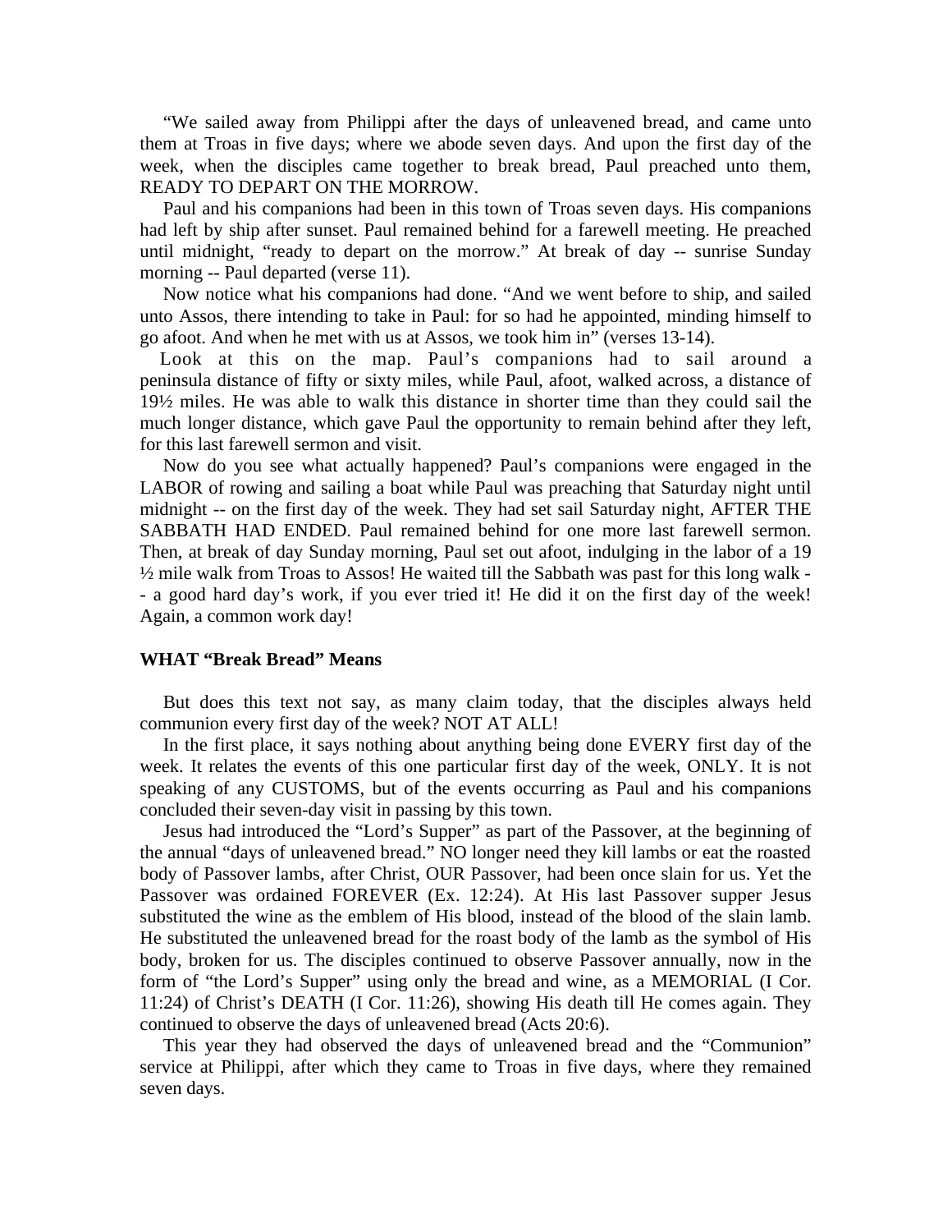"We sailed away from Philippi after the days of unleavened bread, and came unto them at Troas in five days; where we abode seven days. And upon the first day of the week, when the disciples came together to break bread, Paul preached unto them, READY TO DEPART ON THE MORROW.

Paul and his companions had been in this town of Troas seven days. His companions had left by ship after sunset. Paul remained behind for a farewell meeting. He preached until midnight, "ready to depart on the morrow." At break of day -- sunrise Sunday morning -- Paul departed (verse 11).

Now notice what his companions had done. "And we went before to ship, and sailed unto Assos, there intending to take in Paul: for so had he appointed, minding himself to go afoot. And when he met with us at Assos, we took him in" (verses 13-14).

Look at this on the map. Paul's companions had to sail around a peninsula distance of fifty or sixty miles, while Paul, afoot, walked across, a distance of 19½ miles. He was able to walk this distance in shorter time than they could sail the much longer distance, which gave Paul the opportunity to remain behind after they left, for this last farewell sermon and visit.

Now do you see what actually happened? Paul's companions were engaged in the LABOR of rowing and sailing a boat while Paul was preaching that Saturday night until midnight -- on the first day of the week. They had set sail Saturday night, AFTER THE SABBATH HAD ENDED. Paul remained behind for one more last farewell sermon. Then, at break of day Sunday morning, Paul set out afoot, indulging in the labor of a 19 ½ mile walk from Troas to Assos! He waited till the Sabbath was past for this long walk -- a good hard day's work, if you ever tried it! He did it on the first day of the week! Again, a common work day!

### WHAT "Break Bread" Means

But does this text not say, as many claim today, that the disciples always held communion every first day of the week? NOT AT ALL!

In the first place, it says nothing about anything being done EVERY first day of the week. It relates the events of this one particular first day of the week, ONLY. It is not speaking of any CUSTOMS, but of the events occurring as Paul and his companions concluded their seven-day visit in passing by this town.

Jesus had introduced the "Lord's Supper" as part of the Passover, at the beginning of the annual "days of unleavened bread." NO longer need they kill lambs or eat the roasted body of Passover lambs, after Christ, OUR Passover, had been once slain for us. Yet the Passover was ordained FOREVER (Ex. 12:24). At His last Passover supper Jesus substituted the wine as the emblem of His blood, instead of the blood of the slain lamb. He substituted the unleavened bread for the roast body of the lamb as the symbol of His body, broken for us. The disciples continued to observe Passover annually, now in the form of "the Lord's Supper" using only the bread and wine, as a MEMORIAL (I Cor. 11:24) of Christ's DEATH (I Cor. 11:26), showing His death till He comes again. They continued to observe the days of unleavened bread (Acts 20:6).

This year they had observed the days of unleavened bread and the "Communion" service at Philippi, after which they came to Troas in five days, where they remained seven days.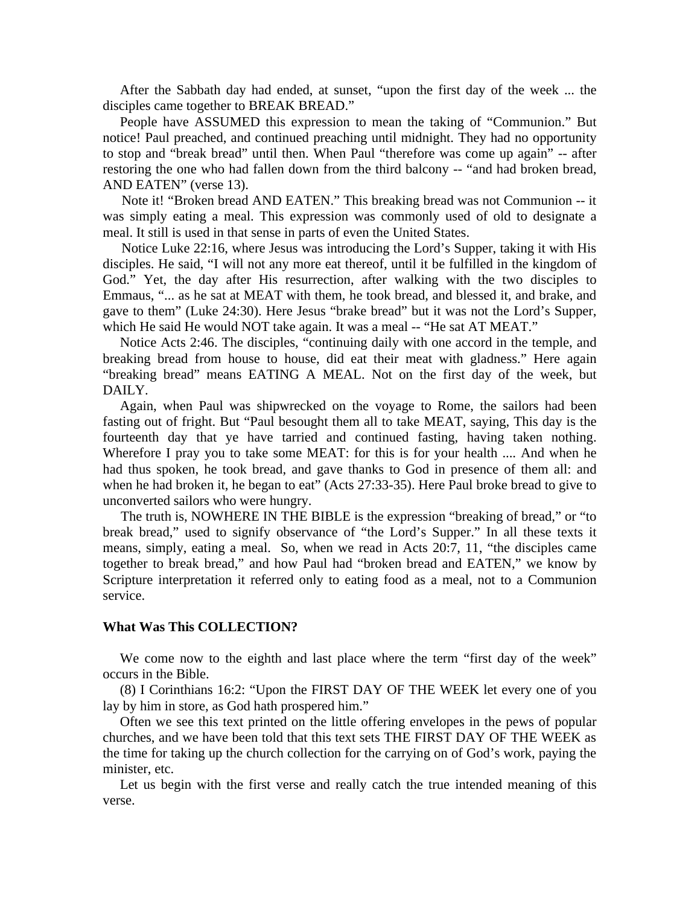After the Sabbath day had ended, at sunset, “upon the first day of the week ... the disciples came together to BREAK BREAD.”

People have ASSUMED this expression to mean the taking of “Communion.” But notice! Paul preached, and continued preaching until midnight. They had no opportunity to stop and “break bread” until then. When Paul “therefore was come up again” -- after restoring the one who had fallen down from the third balcony -- “and had broken bread, AND EATEN” (verse 13).

Note it! “Broken bread AND EATEN.” This breaking bread was not Communion -- it was simply eating a meal. This expression was commonly used of old to designate a meal. It still is used in that sense in parts of even the United States.

Notice Luke 22:16, where Jesus was introducing the Lord’s Supper, taking it with His disciples. He said, “I will not any more eat thereof, until it be fulfilled in the kingdom of God.” Yet, the day after His resurrection, after walking with the two disciples to Emmaus, “... as he sat at MEAT with them, he took bread, and blessed it, and brake, and gave to them” (Luke 24:30). Here Jesus “brake bread” but it was not the Lord’s Supper, which He said He would NOT take again. It was a meal -- “He sat AT MEAT.”

Notice Acts 2:46. The disciples, “continuing daily with one accord in the temple, and breaking bread from house to house, did eat their meat with gladness.” Here again “breaking bread” means EATING A MEAL. Not on the first day of the week, but DAILY.

Again, when Paul was shipwrecked on the voyage to Rome, the sailors had been fasting out of fright. But “Paul besought them all to take MEAT, saying, This day is the fourteenth day that ye have tarried and continued fasting, having taken nothing. Wherefore I pray you to take some MEAT: for this is for your health .... And when he had thus spoken, he took bread, and gave thanks to God in presence of them all: and when he had broken it, he began to eat” (Acts 27:33-35). Here Paul broke bread to give to unconverted sailors who were hungry.

The truth is, NOWHERE IN THE BIBLE is the expression “breaking of bread,” or “to break bread,” used to signify observance of “the Lord’s Supper.” In all these texts it means, simply, eating a meal. So, when we read in Acts 20:7, 11, “the disciples came together to break bread,” and how Paul had “broken bread and EATEN,” we know by Scripture interpretation it referred only to eating food as a meal, not to a Communion service.

**What Was This COLLECTION?**

We come now to the eighth and last place where the term “first day of the week” occurs in the Bible.

(8) I Corinthians 16:2: “Upon the FIRST DAY OF THE WEEK let every one of you lay by him in store, as God hath prospered him.”

Often we see this text printed on the little offering envelopes in the pews of popular churches, and we have been told that this text sets THE FIRST DAY OF THE WEEK as the time for taking up the church collection for the carrying on of God’s work, paying the minister, etc.

Let us begin with the first verse and really catch the true intended meaning of this verse.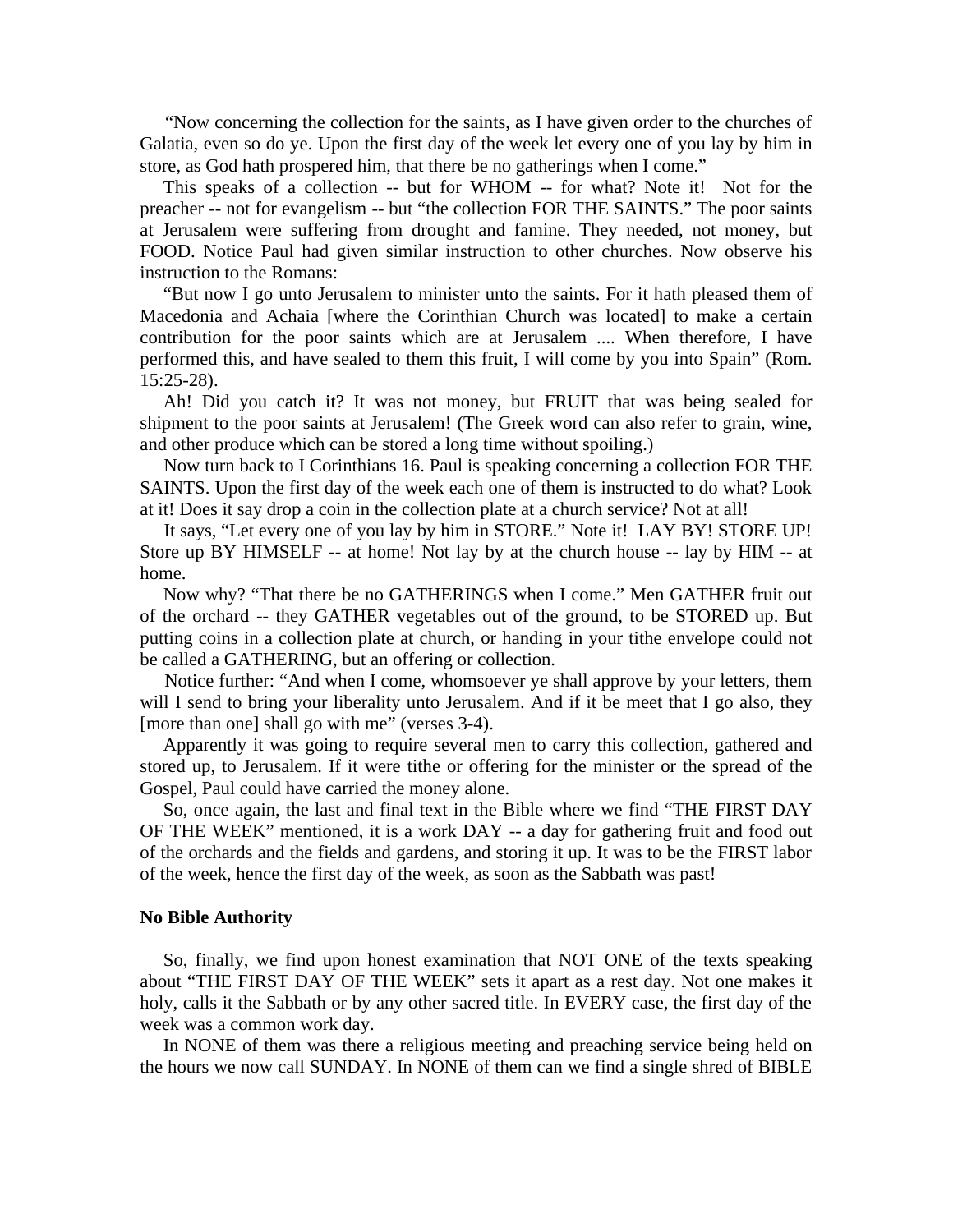"Now concerning the collection for the saints, as I have given order to the churches of Galatia, even so do ye. Upon the first day of the week let every one of you lay by him in store, as God hath prospered him, that there be no gatherings when I come."

This speaks of a collection -- but for WHOM -- for what? Note it! Not for the preacher -- not for evangelism -- but "the collection FOR THE SAINTS." The poor saints at Jerusalem were suffering from drought and famine. They needed, not money, but FOOD. Notice Paul had given similar instruction to other churches. Now observe his instruction to the Romans:

"But now I go unto Jerusalem to minister unto the saints. For it hath pleased them of Macedonia and Achaia [where the Corinthian Church was located] to make a certain contribution for the poor saints which are at Jerusalem .... When therefore, I have performed this, and have sealed to them this fruit, I will come by you into Spain" (Rom. 15:25-28).

Ah! Did you catch it? It was not money, but FRUIT that was being sealed for shipment to the poor saints at Jerusalem! (The Greek word can also refer to grain, wine, and other produce which can be stored a long time without spoiling.)

Now turn back to I Corinthians 16. Paul is speaking concerning a collection FOR THE SAINTS. Upon the first day of the week each one of them is instructed to do what? Look at it! Does it say drop a coin in the collection plate at a church service? Not at all!

It says, "Let every one of you lay by him in STORE." Note it! LAY BY! STORE UP! Store up BY HIMSELF -- at home! Not lay by at the church house -- lay by HIM -- at home.

Now why? "That there be no GATHERINGS when I come." Men GATHER fruit out of the orchard -- they GATHER vegetables out of the ground, to be STORED up. But putting coins in a collection plate at church, or handing in your tithe envelope could not be called a GATHERING, but an offering or collection.

Notice further: "And when I come, whomsoever ye shall approve by your letters, them will I send to bring your liberality unto Jerusalem. And if it be meet that I go also, they [more than one] shall go with me" (verses 3-4).

Apparently it was going to require several men to carry this collection, gathered and stored up, to Jerusalem. If it were tithe or offering for the minister or the spread of the Gospel, Paul could have carried the money alone.

So, once again, the last and final text in the Bible where we find "THE FIRST DAY OF THE WEEK" mentioned, it is a work DAY -- a day for gathering fruit and food out of the orchards and the fields and gardens, and storing it up. It was to be the FIRST labor of the week, hence the first day of the week, as soon as the Sabbath was past!

**No Bible Authority**

So, finally, we find upon honest examination that NOT ONE of the texts speaking about "THE FIRST DAY OF THE WEEK" sets it apart as a rest day. Not one makes it holy, calls it the Sabbath or by any other sacred title. In EVERY case, the first day of the week was a common work day.

In NONE of them was there a religious meeting and preaching service being held on the hours we now call SUNDAY. In NONE of them can we find a single shred of BIBLE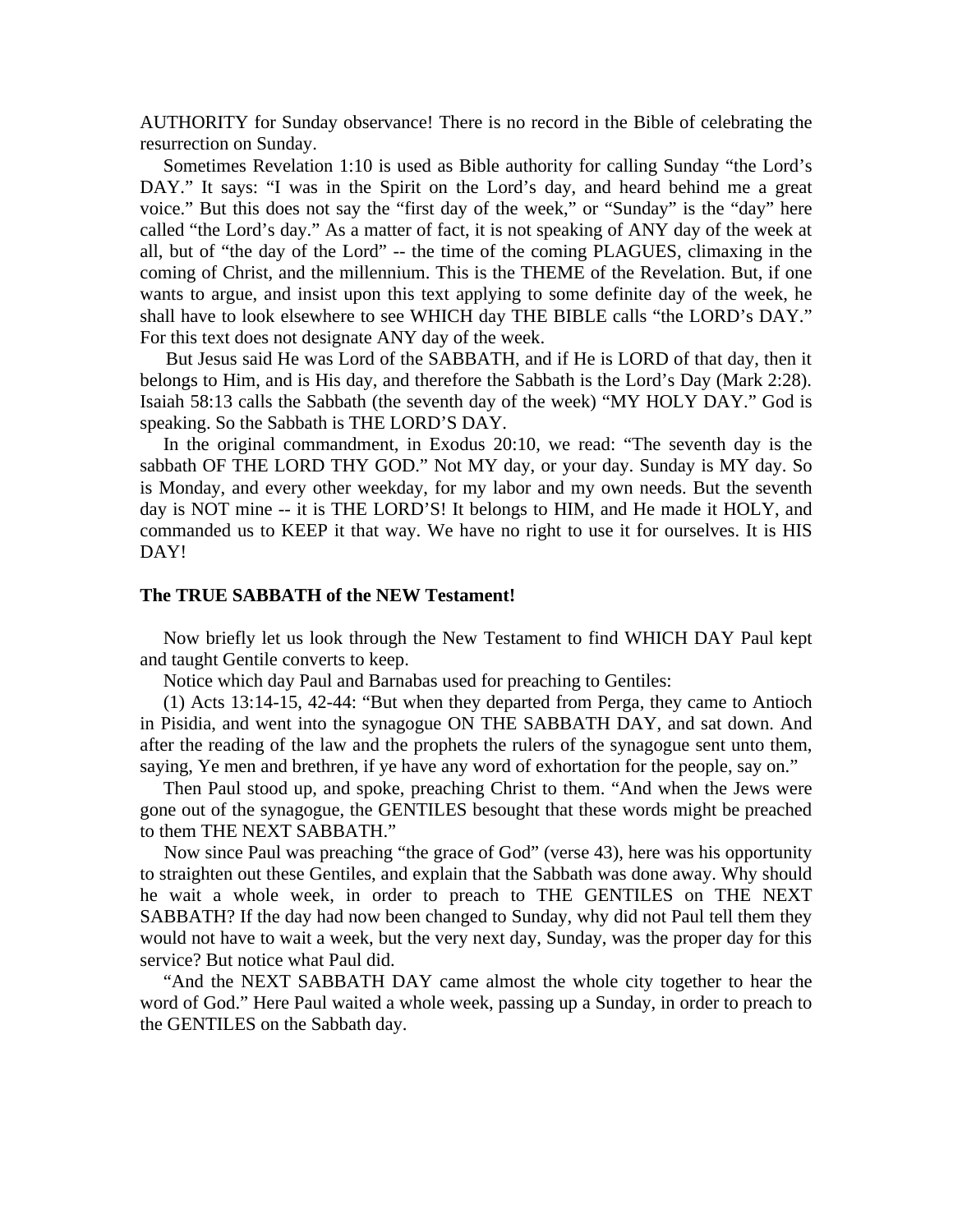AUTHORITY for Sunday observance! There is no record in the Bible of celebrating the resurrection on Sunday.

Sometimes Revelation 1:10 is used as Bible authority for calling Sunday "the Lord's DAY." It says: "I was in the Spirit on the Lord's day, and heard behind me a great voice." But this does not say the "first day of the week," or "Sunday" is the "day" here called "the Lord's day." As a matter of fact, it is not speaking of ANY day of the week at all, but of "the day of the Lord" -- the time of the coming PLAGUES, climaxing in the coming of Christ, and the millennium. This is the THEME of the Revelation. But, if one wants to argue, and insist upon this text applying to some definite day of the week, he shall have to look elsewhere to see WHICH day THE BIBLE calls "the LORD's DAY." For this text does not designate ANY day of the week.

But Jesus said He was Lord of the SABBATH, and if He is LORD of that day, then it belongs to Him, and is His day, and therefore the Sabbath is the Lord's Day (Mark 2:28). Isaiah 58:13 calls the Sabbath (the seventh day of the week) "MY HOLY DAY." God is speaking. So the Sabbath is THE LORD'S DAY.

In the original commandment, in Exodus 20:10, we read: "The seventh day is the sabbath OF THE LORD THY GOD." Not MY day, or your day. Sunday is MY day. So is Monday, and every other weekday, for my labor and my own needs. But the seventh day is NOT mine -- it is THE LORD'S! It belongs to HIM, and He made it HOLY, and commanded us to KEEP it that way. We have no right to use it for ourselves. It is HIS DAY!

**The TRUE SABBATH of the NEW Testament!**

Now briefly let us look through the New Testament to find WHICH DAY Paul kept and taught Gentile converts to keep.

Notice which day Paul and Barnabas used for preaching to Gentiles:

(1) Acts 13:14-15, 42-44: "But when they departed from Perga, they came to Antioch in Pisidia, and went into the synagogue ON THE SABBATH DAY, and sat down. And after the reading of the law and the prophets the rulers of the synagogue sent unto them, saying, Ye men and brethren, if ye have any word of exhortation for the people, say on."

Then Paul stood up, and spoke, preaching Christ to them. "And when the Jews were gone out of the synagogue, the GENTILES besought that these words might be preached to them THE NEXT SABBATH."

Now since Paul was preaching "the grace of God" (verse 43), here was his opportunity to straighten out these Gentiles, and explain that the Sabbath was done away. Why should he wait a whole week, in order to preach to THE GENTILES on THE NEXT SABBATH? If the day had now been changed to Sunday, why did not Paul tell them they would not have to wait a week, but the very next day, Sunday, was the proper day for this service? But notice what Paul did.

"And the NEXT SABBATH DAY came almost the whole city together to hear the word of God." Here Paul waited a whole week, passing up a Sunday, in order to preach to the GENTILES on the Sabbath day.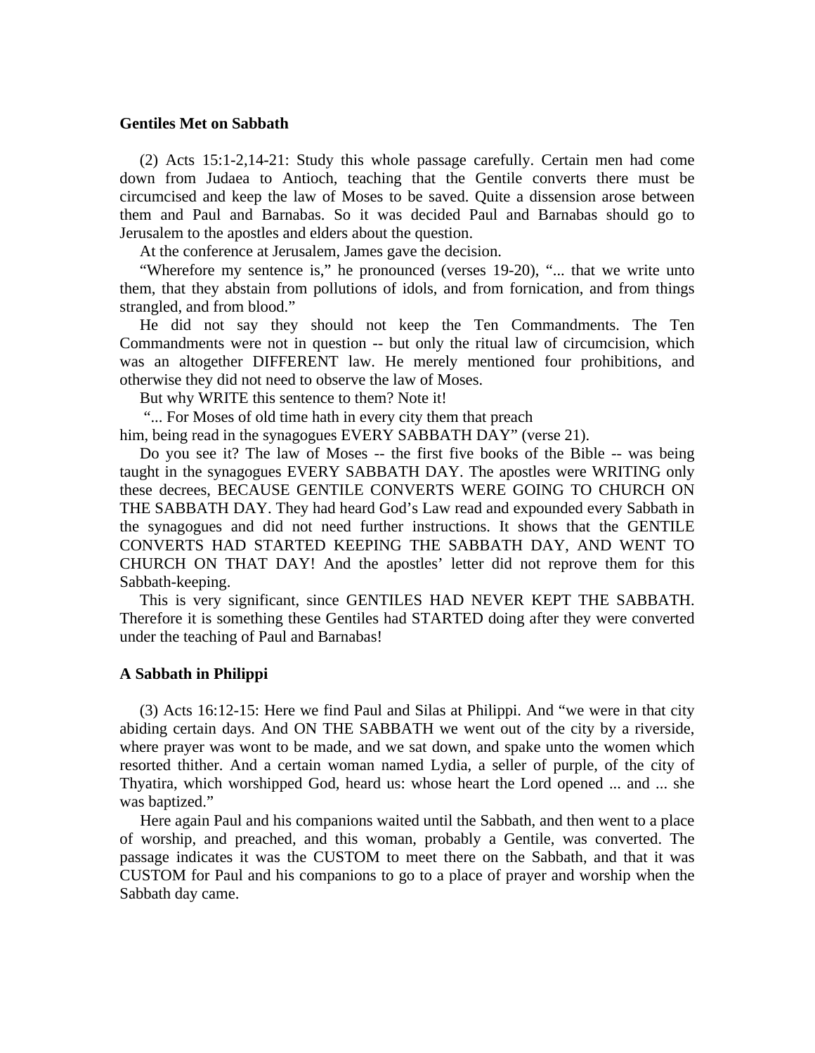**Gentiles Met on Sabbath**

(2) Acts 15:1-2,14-21: Study this whole passage carefully. Certain men had come down from Judaea to Antioch, teaching that the Gentile converts there must be circumcised and keep the law of Moses to be saved. Quite a dissension arose between them and Paul and Barnabas. So it was decided Paul and Barnabas should go to Jerusalem to the apostles and elders about the question.

At the conference at Jerusalem, James gave the decision.

"Wherefore my sentence is," he pronounced (verses 19-20), "... that we write unto them, that they abstain from pollutions of idols, and from fornication, and from things strangled, and from blood."

He did not say they should not keep the Ten Commandments. The Ten Commandments were not in question -- but only the ritual law of circumcision, which was an altogether DIFFERENT law. He merely mentioned four prohibitions, and otherwise they did not need to observe the law of Moses.

But why WRITE this sentence to them? Note it!

"... For Moses of old time hath in every city them that preach him, being read in the synagogues EVERY SABBATH DAY" (verse 21).

Do you see it? The law of Moses -- the first five books of the Bible -- was being taught in the synagogues EVERY SABBATH DAY. The apostles were WRITING only these decrees, BECAUSE GENTILE CONVERTS WERE GOING TO CHURCH ON THE SABBATH DAY. They had heard God's Law read and expounded every Sabbath in the synagogues and did not need further instructions. It shows that the GENTILE CONVERTS HAD STARTED KEEPING THE SABBATH DAY, AND WENT TO CHURCH ON THAT DAY! And the apostles' letter did not reprove them for this Sabbath-keeping.

This is very significant, since GENTILES HAD NEVER KEPT THE SABBATH. Therefore it is something these Gentiles had STARTED doing after they were converted under the teaching of Paul and Barnabas!

**A Sabbath in Philippi**

(3) Acts 16:12-15: Here we find Paul and Silas at Philippi. And "we were in that city abiding certain days. And ON THE SABBATH we went out of the city by a riverside, where prayer was wont to be made, and we sat down, and spake unto the women which resorted thither. And a certain woman named Lydia, a seller of purple, of the city of Thyatira, which worshipped God, heard us: whose heart the Lord opened ... and ... she was baptized."

Here again Paul and his companions waited until the Sabbath, and then went to a place of worship, and preached, and this woman, probably a Gentile, was converted. The passage indicates it was the CUSTOM to meet there on the Sabbath, and that it was CUSTOM for Paul and his companions to go to a place of prayer and worship when the Sabbath day came.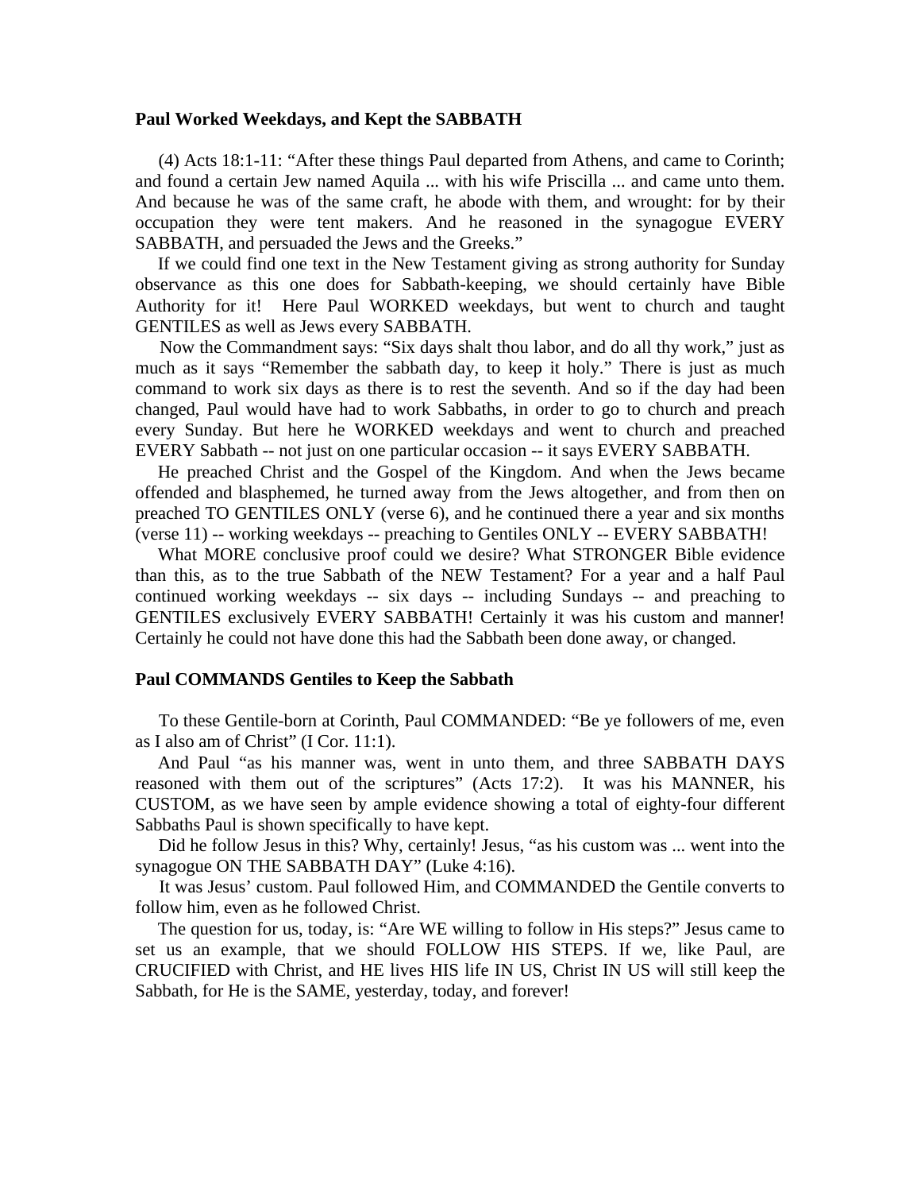**Paul Worked Weekdays, and Kept the SABBATH**

(4) Acts 18:1-11: “After these things Paul departed from Athens, and came to Corinth; and found a certain Jew named Aquila ... with his wife Priscilla ... and came unto them. And because he was of the same craft, he abode with them, and wrought: for by their occupation they were tent makers. And he reasoned in the synagogue EVERY SABBATH, and persuaded the Jews and the Greeks.”

If we could find one text in the New Testament giving as strong authority for Sunday observance as this one does for Sabbath-keeping, we should certainly have Bible Authority for it! Here Paul WORKED weekdays, but went to church and taught GENTILES as well as Jews every SABBATH.

Now the Commandment says: “Six days shalt thou labor, and do all thy work,” just as much as it says “Remember the sabbath day, to keep it holy.” There is just as much command to work six days as there is to rest the seventh. And so if the day had been changed, Paul would have had to work Sabbaths, in order to go to church and preach every Sunday. But here he WORKED weekdays and went to church and preached EVERY Sabbath -- not just on one particular occasion -- it says EVERY SABBATH.

He preached Christ and the Gospel of the Kingdom. And when the Jews became offended and blasphemed, he turned away from the Jews altogether, and from then on preached TO GENTILES ONLY (verse 6), and he continued there a year and six months (verse 11) -- working weekdays -- preaching to Gentiles ONLY -- EVERY SABBATH!

What MORE conclusive proof could we desire? What STRONGER Bible evidence than this, as to the true Sabbath of the NEW Testament? For a year and a half Paul continued working weekdays -- six days -- including Sundays -- and preaching to GENTILES exclusively EVERY SABBATH! Certainly it was his custom and manner! Certainly he could not have done this had the Sabbath been done away, or changed.

**Paul COMMANDS Gentiles to Keep the Sabbath**

To these Gentile-born at Corinth, Paul COMMANDED: “Be ye followers of me, even as I also am of Christ” (I Cor. 11:1).

And Paul “as his manner was, went in unto them, and three SABBATH DAYS reasoned with them out of the scriptures” (Acts 17:2). It was his MANNER, his CUSTOM, as we have seen by ample evidence showing a total of eighty-four different Sabbaths Paul is shown specifically to have kept.

Did he follow Jesus in this? Why, certainly! Jesus, “as his custom was ... went into the synagogue ON THE SABBATH DAY” (Luke 4:16).

It was Jesus’ custom. Paul followed Him, and COMMANDED the Gentile converts to follow him, even as he followed Christ.

The question for us, today, is: “Are WE willing to follow in His steps?” Jesus came to set us an example, that we should FOLLOW HIS STEPS. If we, like Paul, are CRUCIFIED with Christ, and HE lives HIS life IN US, Christ IN US will still keep the Sabbath, for He is the SAME, yesterday, today, and forever!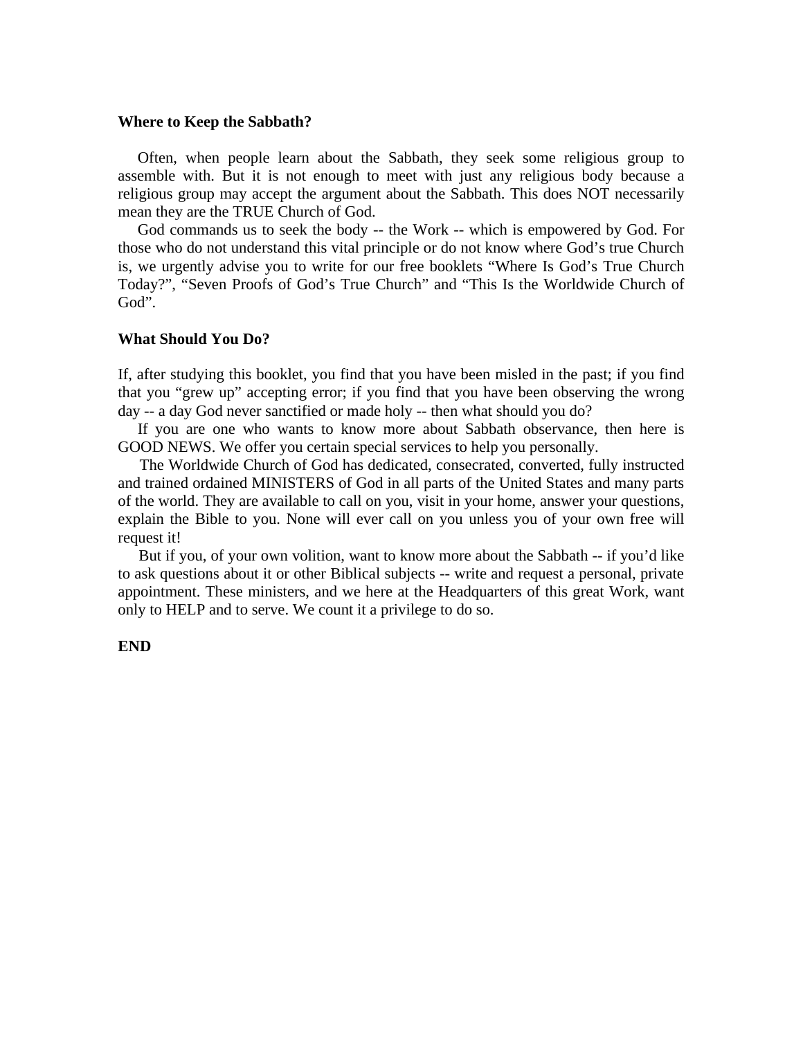**Where to Keep the Sabbath?**

Often, when people learn about the Sabbath, they seek some religious group to assemble with. But it is not enough to meet with just any religious body because a religious group may accept the argument about the Sabbath. This does NOT necessarily mean they are the TRUE Church of God.

God commands us to seek the body -- the Work -- which is empowered by God. For those who do not understand this vital principle or do not know where God's true Church is, we urgently advise you to write for our free booklets "Where Is God's True Church Today?", "Seven Proofs of God's True Church" and "This Is the Worldwide Church of God".

**What Should You Do?**

If, after studying this booklet, you find that you have been misled in the past; if you find that you "grew up" accepting error; if you find that you have been observing the wrong day -- a day God never sanctified or made holy -- then what should you do?

If you are one who wants to know more about Sabbath observance, then here is GOOD NEWS. We offer you certain special services to help you personally.

The Worldwide Church of God has dedicated, consecrated, converted, fully instructed and trained ordained MINISTERS of God in all parts of the United States and many parts of the world. They are available to call on you, visit in your home, answer your questions, explain the Bible to you. None will ever call on you unless you of your own free will request it!

But if you, of your own volition, want to know more about the Sabbath -- if you'd like to ask questions about it or other Biblical subjects -- write and request a personal, private appointment. These ministers, and we here at the Headquarters of this great Work, want only to HELP and to serve. We count it a privilege to do so.

**END**